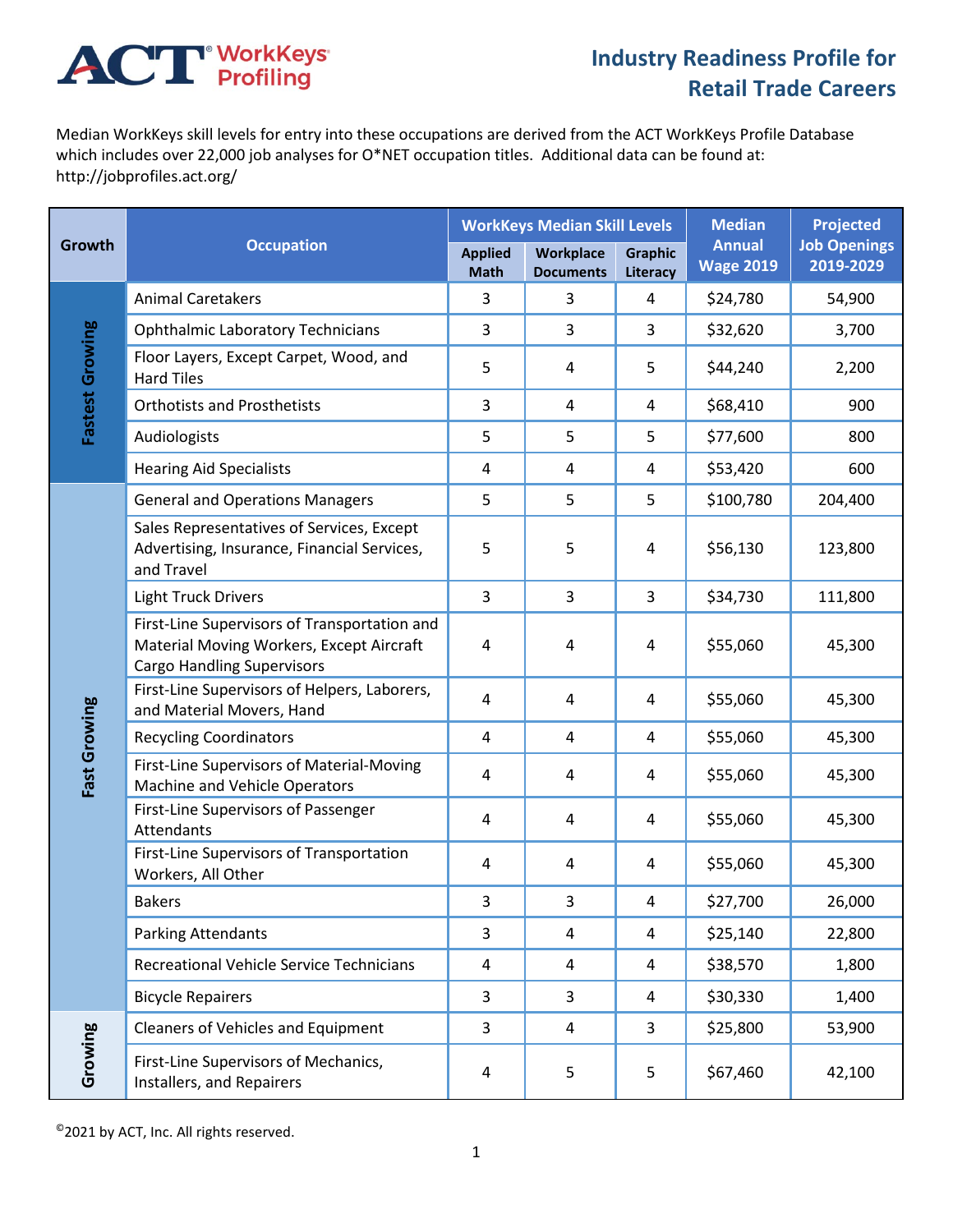ACT® WorkKeys® Profiling

# Industry Readiness Profile for Retail Trade Careers

Median WorkKeys skill levels for entry into these occupations are derived from the ACT WorkKeys Profile Database which includes over 22,000 job analyses for O*NET occupation titles. Additional data can be found at: http://jobprofiles.act.org/

| Growth | Occupation | WorkKeys Median Skill Levels | | | Median Annual Wage 2019 | Projected Job Openings 2019-2029 |
|---|---|---|---|---|---|---|
| | | Applied Math | Workplace Documents | Graphic Literacy | | |
| Fastest Growing | Animal Caretakers | 3 | 3 | 4 | $24,780 | 54,900 |
| Fastest Growing | Ophthalmic Laboratory Technicians | 3 | 3 | 3 | $32,620 | 3,700 |
| Fastest Growing | Floor Layers, Except Carpet, Wood, and Hard Tiles | 5 | 4 | 5 | $44,240 | 2,200 |
| Fastest Growing | Orthotists and Prosthetists | 3 | 4 | 4 | $68,410 | 900 |
| Fastest Growing | Audiologists | 5 | 5 | 5 | $77,600 | 800 |
| Fastest Growing | Hearing Aid Specialists | 4 | 4 | 4 | $53,420 | 600 |
| Fast Growing | General and Operations Managers | 5 | 5 | 5 | $100,780 | 204,400 |
| Fast Growing | Sales Representatives of Services, Except Advertising, Insurance, Financial Services, and Travel | 5 | 5 | 4 | $56,130 | 123,800 |
| Fast Growing | Light Truck Drivers | 3 | 3 | 3 | $34,730 | 111,800 |
| Fast Growing | First-Line Supervisors of Transportation and Material Moving Workers, Except Aircraft Cargo Handling Supervisors | 4 | 4 | 4 | $55,060 | 45,300 |
| Fast Growing | First-Line Supervisors of Helpers, Laborers, and Material Movers, Hand | 4 | 4 | 4 | $55,060 | 45,300 |
| Fast Growing | Recycling Coordinators | 4 | 4 | 4 | $55,060 | 45,300 |
| Fast Growing | First-Line Supervisors of Material-Moving Machine and Vehicle Operators | 4 | 4 | 4 | $55,060 | 45,300 |
| Fast Growing | First-Line Supervisors of Passenger Attendants | 4 | 4 | 4 | $55,060 | 45,300 |
| Fast Growing | First-Line Supervisors of Transportation Workers, All Other | 4 | 4 | 4 | $55,060 | 45,300 |
| Fast Growing | Bakers | 3 | 3 | 4 | $27,700 | 26,000 |
| Fast Growing | Parking Attendants | 3 | 4 | 4 | $25,140 | 22,800 |
| Fast Growing | Recreational Vehicle Service Technicians | 4 | 4 | 4 | $38,570 | 1,800 |
| Fast Growing | Bicycle Repairers | 3 | 3 | 4 | $30,330 | 1,400 |
| Growing | Cleaners of Vehicles and Equipment | 3 | 4 | 3 | $25,800 | 53,900 |
| Growing | First-Line Supervisors of Mechanics, Installers, and Repairers | 4 | 5 | 5 | $67,460 | 42,100 |

©2021 by ACT, Inc. All rights reserved.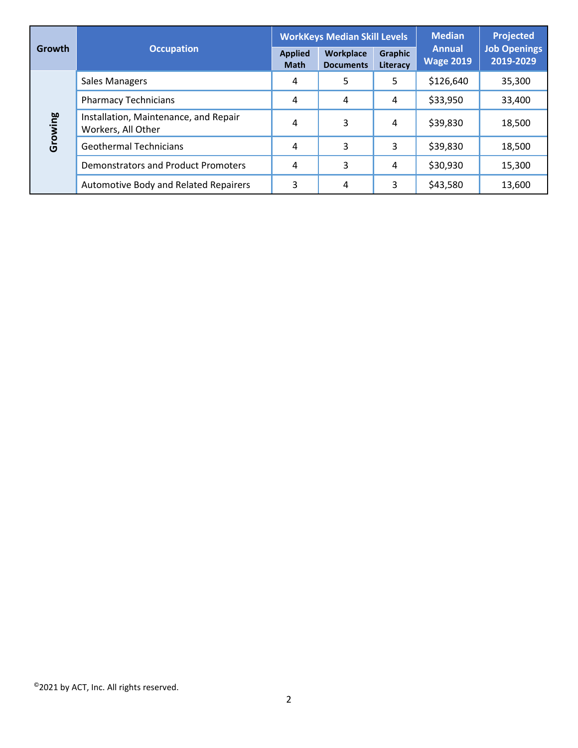| Growth | Occupation | WorkKeys Median Skill Levels | | | Median Annual Wage 2019 | Projected Job Openings 2019-2029 |
|---|---|---|---|---|---|---|
| | | Applied Math | Workplace Documents | Graphic Literacy | | |
| Growing | Sales Managers | 4 | 5 | 5 | $126,640 | 35,300 |
| | Pharmacy Technicians | 4 | 4 | 4 | $33,950 | 33,400 |
| | Installation, Maintenance, and Repair Workers, All Other | 4 | 3 | 4 | $39,830 | 18,500 |
| | Geothermal Technicians | 4 | 3 | 3 | $39,830 | 18,500 |
| | Demonstrators and Product Promoters | 4 | 3 | 4 | $30,930 | 15,300 |
| | Automotive Body and Related Repairers | 3 | 4 | 3 | $43,580 | 13,600 |

©2021 by ACT, Inc. All rights reserved.